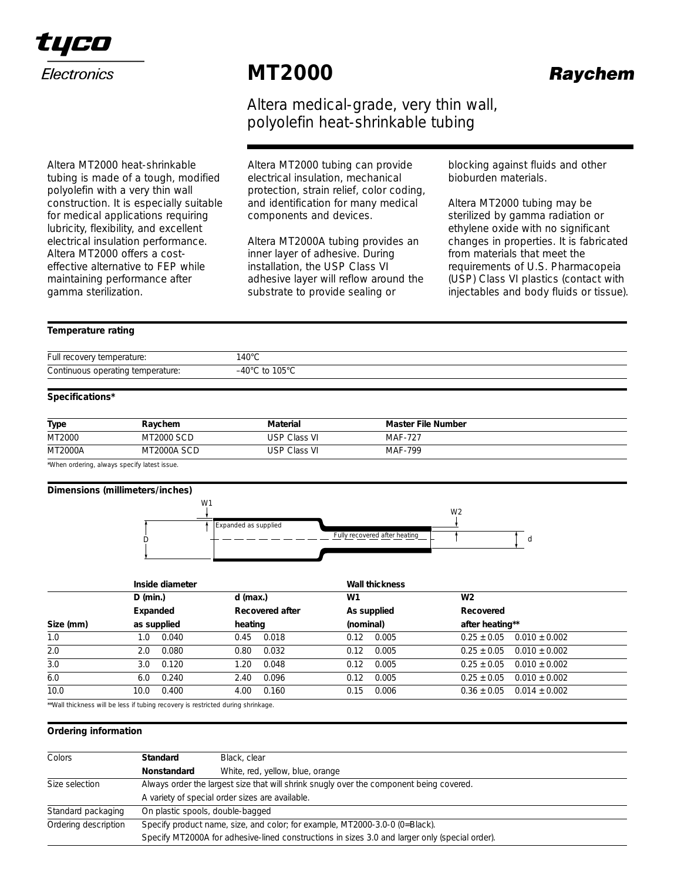tyco Electronics

# MT2000

Raychem

## Altera medical-grade, very thin wall, polyolefin heat-shrinkable tubing

Altera MT2000 heat-shrinkable tubing is made of a tough, modified polyolefin with a very thin wall construction. It is especially suitable for medical applications requiring lubricity, flexibility, and excellent electrical insulation performance. Altera MT2000 offers a cost-effective alternative to FEP while maintaining performance after gamma sterilization.

Altera MT2000 tubing can provide electrical insulation, mechanical protection, strain relief, color coding, and identification for many medical components and devices.

Altera MT2000A tubing provides an inner layer of adhesive. During installation, the USP Class VI adhesive layer will reflow around the substrate to provide sealing or blocking against fluids and other bioburden materials.

Altera MT2000 tubing may be sterilized by gamma radiation or ethylene oxide with no significant changes in properties. It is fabricated from materials that meet the requirements of U.S. Pharmacopeia (USP) Class VI plastics (contact with injectables and body fluids or tissue).

### Temperature rating

| | |
|---|---|
| Full recovery temperature: | 140°C |
| Continuous operating temperature: | –40°C to 105°C |

### Specifications*

| Type | Raychem | Material | Master File Number |
|---|---|---|---|
| MT2000 | MT2000 SCD | USP Class VI | MAF-727 |
| MT2000A | MT2000A SCD | USP Class VI | MAF-799 |

*When ordering, always specify latest issue.

### Dimensions (millimeters/inches)

W1, D — Expanded as supplied; W2, d — Fully recovered after heating

| | Inside diameter | | | | Wall thickness | | | |
|---|---|---|---|---|---|---|---|---|
| | D (min.) | | d (max.) | | W1 | | W2 | |
| Size (mm) | Expanded as supplied | | Recovered after heating | | As supplied (nominal) | | Recovered after heating** | |
| 1.0 | 1.0 | 0.040 | 0.45 | 0.018 | 0.12 | 0.005 | 0.25 ± 0.05 | 0.010 ± 0.002 |
| 2.0 | 2.0 | 0.080 | 0.80 | 0.032 | 0.12 | 0.005 | 0.25 ± 0.05 | 0.010 ± 0.002 |
| 3.0 | 3.0 | 0.120 | 1.20 | 0.048 | 0.12 | 0.005 | 0.25 ± 0.05 | 0.010 ± 0.002 |
| 6.0 | 6.0 | 0.240 | 2.40 | 0.096 | 0.12 | 0.005 | 0.25 ± 0.05 | 0.010 ± 0.002 |
| 10.0 | 10.0 | 0.400 | 4.00 | 0.160 | 0.15 | 0.006 | 0.36 ± 0.05 | 0.014 ± 0.002 |

**Wall thickness will be less if tubing recovery is restricted during shrinkage.

### Ordering information

| | | |
|---|---|---|
| Colors | **Standard** | Black, clear |
| | **Nonstandard** | White, red, yellow, blue, orange |
| Size selection | Always order the largest size that will shrink snugly over the component being covered. | |
| | A variety of special order sizes are available. | |
| Standard packaging | On plastic spools, double-bagged | |
| Ordering description | Specify product name, size, and color; for example, MT2000-3.0-0 (0=Black). | |
| | Specify MT2000A for adhesive-lined constructions in sizes 3.0 and larger only (special order). | |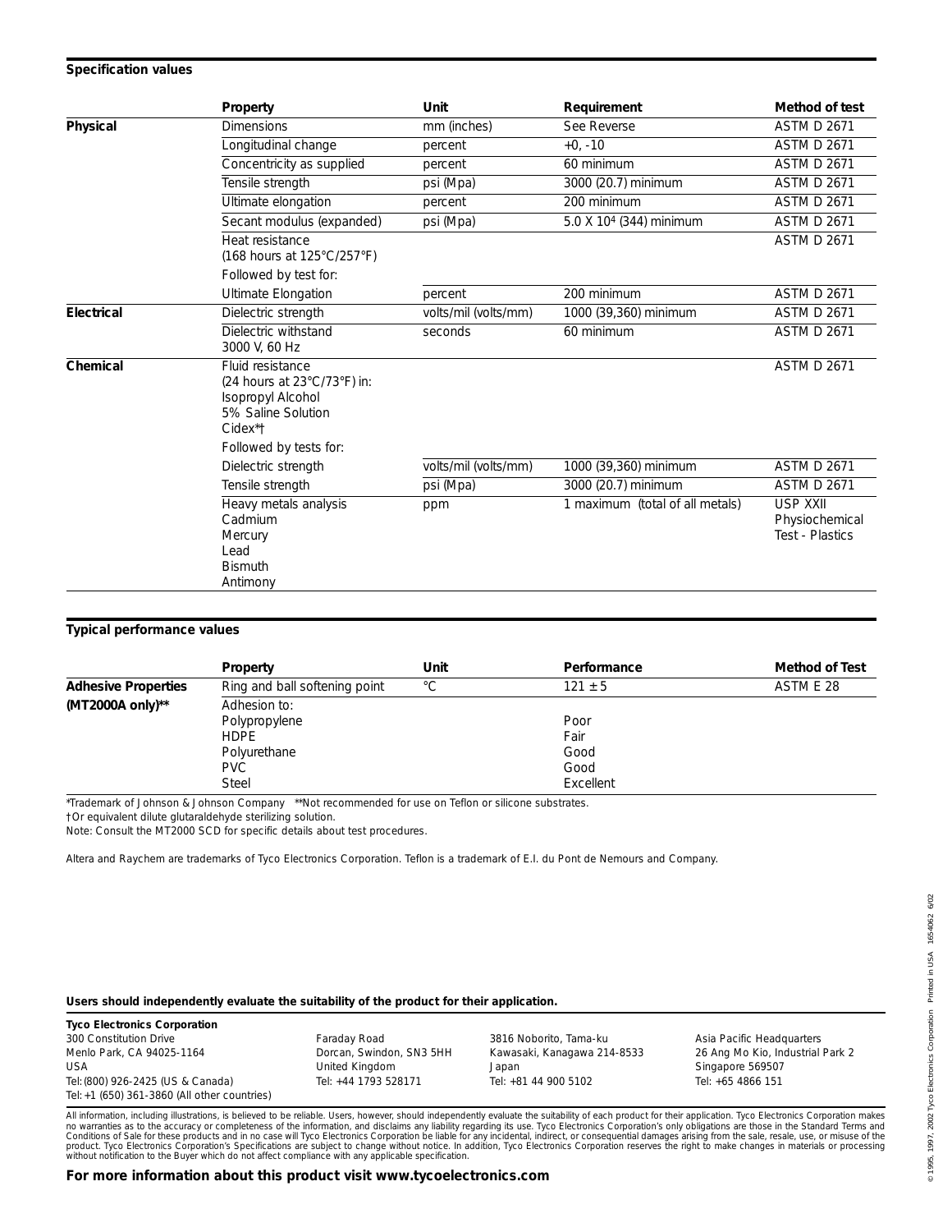**Specification values**

| | Property | Unit | Requirement | Method of test |
|---|---|---|---|---|
| **Physical** | Dimensions | mm (inches) | See Reverse | ASTM D 2671 |
| | Longitudinal change | percent | +0, -10 | ASTM D 2671 |
| | Concentricity as supplied | percent | 60 minimum | ASTM D 2671 |
| | Tensile strength | psi (Mpa) | 3000 (20.7) minimum | ASTM D 2671 |
| | Ultimate elongation | percent | 200 minimum | ASTM D 2671 |
| | Secant modulus (expanded) | psi (Mpa) | 5.0 X $10^4$ (344) minimum | ASTM D 2671 |
| | Heat resistance (168 hours at 125°C/257°F) Followed by test for: | | | ASTM D 2671 |
| | Ultimate Elongation | percent | 200 minimum | ASTM D 2671 |
| **Electrical** | Dielectric strength | volts/mil (volts/mm) | 1000 (39,360) minimum | ASTM D 2671 |
| | Dielectric withstand 3000 V, 60 Hz | seconds | 60 minimum | ASTM D 2671 |
| **Chemical** | Fluid resistance (24 hours at 23°C/73°F) in: Isopropyl Alcohol 5% Saline Solution Cidex*† Followed by tests for: | | | ASTM D 2671 |
| | Dielectric strength | volts/mil (volts/mm) | 1000 (39,360) minimum | ASTM D 2671 |
| | Tensile strength | psi (Mpa) | 3000 (20.7) minimum | ASTM D 2671 |
| | Heavy metals analysis Cadmium Mercury Lead Bismuth Antimony | ppm | 1 maximum (total of all metals) | USP XXII Physiochemical Test - Plastics |

**Typical performance values**

| | Property | Unit | Performance | Method of Test |
|---|---|---|---|---|
| **Adhesive Properties (MT2000A only)**** | Ring and ball softening point | °C | 121 ± 5 | ASTM E 28 |
| | Adhesion to: | | | |
| | Polypropylene | | Poor | |
| | HDPE | | Fair | |
| | Polyurethane | | Good | |
| | PVC | | Good | |
| | Steel | | Excellent | |

*Trademark of Johnson & Johnson Company **Not recommended for use on Teflon or silicone substrates.
†Or equivalent dilute glutaraldehyde sterilizing solution.
Note: Consult the MT2000 SCD for specific details about test procedures.

Altera and Raychem are trademarks of Tyco Electronics Corporation. Teflon is a trademark of E.I. du Pont de Nemours and Company.

**Users should independently evaluate the suitability of the product for their application.**

**Tyco Electronics Corporation**
300 Constitution Drive
Menlo Park, CA 94025-1164
USA
Tel: (800) 926-2425 (US & Canada)
Tel: +1 (650) 361-3860 (All other countries)

Faraday Road
Dorcan, Swindon, SN3 5HH
United Kingdom
Tel: +44 1793 528171

3816 Noborito, Tama-ku
Kawasaki, Kanagawa 214-8533
Japan
Tel: +81 44 900 5102

Asia Pacific Headquarters
26 Ang Mo Kio, Industrial Park 2
Singapore 569507
Tel: +65 4866 151

All information, including illustrations, is believed to be reliable. Users, however, should independently evaluate the suitability of each product for their application. Tyco Electronics Corporation makes no warranties as to the accuracy or completeness of the information, and disclaims any liability regarding its use. Tyco Electronics Corporation's only obligations are those in the Standard Terms and Conditions of Sale for these products and in no case will Tyco Electronics Corporation be liable for any incidental, indirect, or consequential damages arising from the sale, resale, use, or misuse of the product. Tyco Electronics Corporation's Specifications are subject to change without notice. In addition, Tyco Electronics Corporation reserves the right to make changes in materials or processing without notification to the Buyer which do not affect compliance with any applicable specification.

**For more information about this product visit www.tycoelectronics.com**

© 1995, 1997, 2002 Tyco Electronics Corporation Printed in USA 1654062 6/02